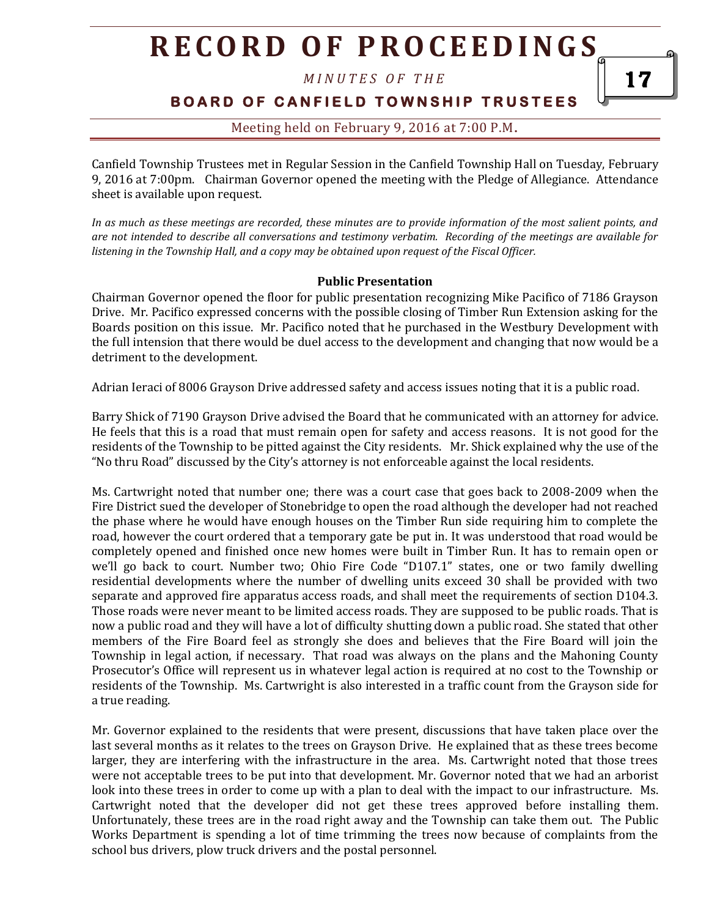# RECORD OF PROCEEDINGS

*MINUTES OF THE*

**BOARD OF CANFIELD TOWNSHIP TRUSTEES**

Meeting held on February 9, 2016 at 7:00 P.M.

Canfield Township Trustees met in Regular Session in the Canfield Township Hall on Tuesday, February 9, 2016 at 7:00pm. Chairman Governor opened the meeting with the Pledge of Allegiance. Attendance sheet is available upon request.

*In as much as these meetings are recorded, these minutes are to provide information of the most salient points, and are not intended to describe all conversations and testimony verbatim. Recording of the meetings are available for listening in the Township Hall, and a copy may be obtained upon request of the Fiscal Officer.*

**Public Presentation**

Chairman Governor opened the floor for public presentation recognizing Mike Pacifico of 7186 Grayson Drive. Mr. Pacifico expressed concerns with the possible closing of Timber Run Extension asking for the Boards position on this issue. Mr. Pacifico noted that he purchased in the Westbury Development with the full intension that there would be duel access to the development and changing that now would be a detriment to the development.

Adrian Ieraci of 8006 Grayson Drive addressed safety and access issues noting that it is a public road.

Barry Shick of 7190 Grayson Drive advised the Board that he communicated with an attorney for advice. He feels that this is a road that must remain open for safety and access reasons. It is not good for the residents of the Township to be pitted against the City residents. Mr. Shick explained why the use of the "No thru Road" discussed by the City's attorney is not enforceable against the local residents.

Ms. Cartwright noted that number one; there was a court case that goes back to 2008-2009 when the Fire District sued the developer of Stonebridge to open the road although the developer had not reached the phase where he would have enough houses on the Timber Run side requiring him to complete the road, however the court ordered that a temporary gate be put in. It was understood that road would be completely opened and finished once new homes were built in Timber Run. It has to remain open or we'll go back to court. Number two; Ohio Fire Code "D107.1" states, one or two family dwelling residential developments where the number of dwelling units exceed 30 shall be provided with two separate and approved fire apparatus access roads, and shall meet the requirements of section D104.3. Those roads were never meant to be limited access roads. They are supposed to be public roads. That is now a public road and they will have a lot of difficulty shutting down a public road. She stated that other members of the Fire Board feel as strongly she does and believes that the Fire Board will join the Township in legal action, if necessary. That road was always on the plans and the Mahoning County Prosecutor's Office will represent us in whatever legal action is required at no cost to the Township or residents of the Township. Ms. Cartwright is also interested in a traffic count from the Grayson side for a true reading.

Mr. Governor explained to the residents that were present, discussions that have taken place over the last several months as it relates to the trees on Grayson Drive. He explained that as these trees become larger, they are interfering with the infrastructure in the area. Ms. Cartwright noted that those trees were not acceptable trees to be put into that development. Mr. Governor noted that we had an arborist look into these trees in order to come up with a plan to deal with the impact to our infrastructure. Ms. Cartwright noted that the developer did not get these trees approved before installing them. Unfortunately, these trees are in the road right away and the Township can take them out. The Public Works Department is spending a lot of time trimming the trees now because of complaints from the school bus drivers, plow truck drivers and the postal personnel.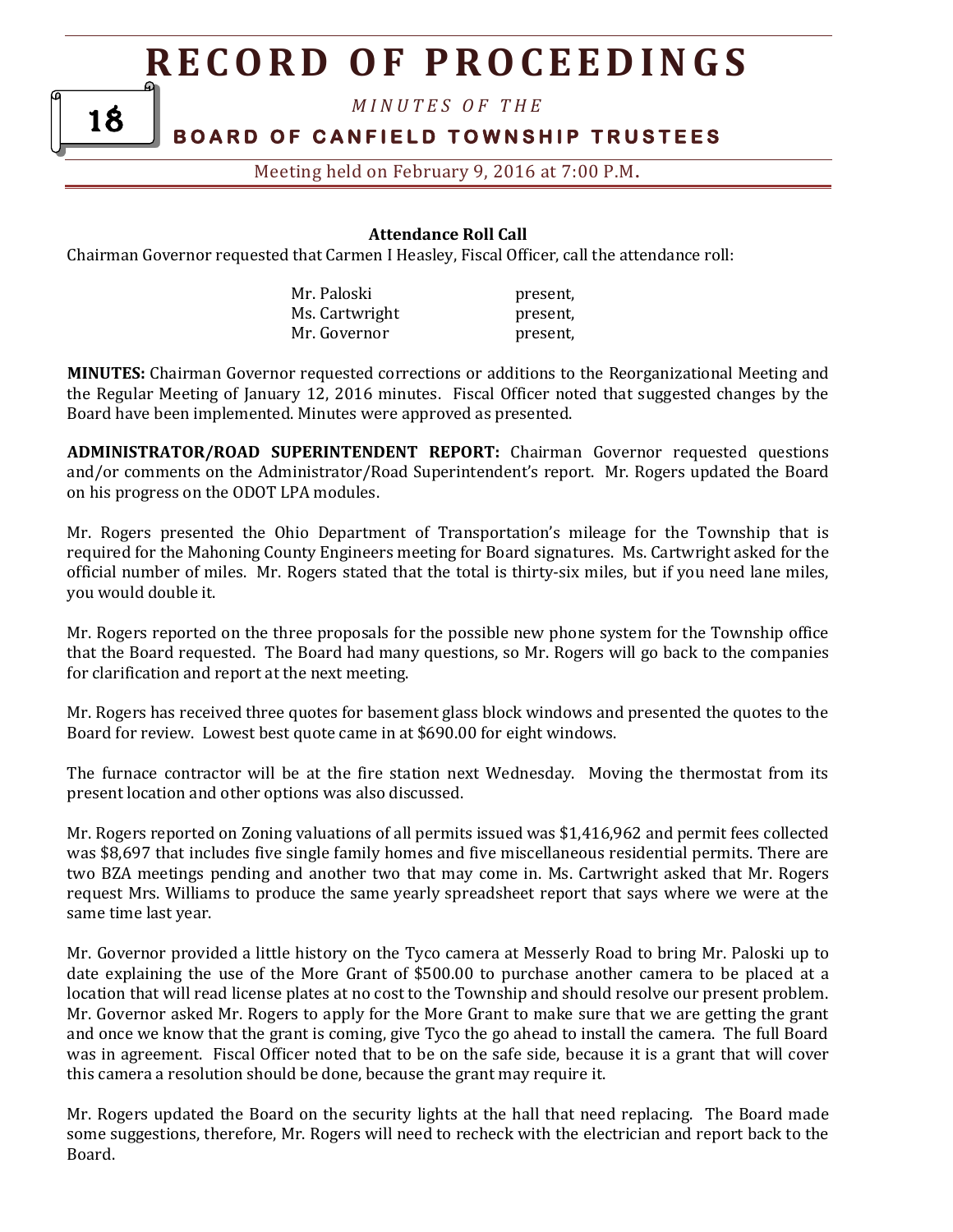### Attendance Roll Call

Chairman Governor requested that Carmen I Heasley, Fiscal Officer, call the attendance roll:

| | |
|---|---|
| Mr. Paloski | present, |
| Ms. Cartwright | present, |
| Mr. Governor | present, |

**MINUTES:** Chairman Governor requested corrections or additions to the Reorganizational Meeting and the Regular Meeting of January 12, 2016 minutes. Fiscal Officer noted that suggested changes by the Board have been implemented. Minutes were approved as presented.

**ADMINISTRATOR/ROAD SUPERINTENDENT REPORT:** Chairman Governor requested questions and/or comments on the Administrator/Road Superintendent's report. Mr. Rogers updated the Board on his progress on the ODOT LPA modules.

Mr. Rogers presented the Ohio Department of Transportation's mileage for the Township that is required for the Mahoning County Engineers meeting for Board signatures. Ms. Cartwright asked for the official number of miles. Mr. Rogers stated that the total is thirty-six miles, but if you need lane miles, you would double it.

Mr. Rogers reported on the three proposals for the possible new phone system for the Township office that the Board requested. The Board had many questions, so Mr. Rogers will go back to the companies for clarification and report at the next meeting.

Mr. Rogers has received three quotes for basement glass block windows and presented the quotes to the Board for review. Lowest best quote came in at $690.00 for eight windows.

The furnace contractor will be at the fire station next Wednesday. Moving the thermostat from its present location and other options was also discussed.

Mr. Rogers reported on Zoning valuations of all permits issued was $1,416,962 and permit fees collected was $8,697 that includes five single family homes and five miscellaneous residential permits. There are two BZA meetings pending and another two that may come in. Ms. Cartwright asked that Mr. Rogers request Mrs. Williams to produce the same yearly spreadsheet report that says where we were at the same time last year.

Mr. Governor provided a little history on the Tyco camera at Messerly Road to bring Mr. Paloski up to date explaining the use of the More Grant of $500.00 to purchase another camera to be placed at a location that will read license plates at no cost to the Township and should resolve our present problem. Mr. Governor asked Mr. Rogers to apply for the More Grant to make sure that we are getting the grant and once we know that the grant is coming, give Tyco the go ahead to install the camera. The full Board was in agreement. Fiscal Officer noted that to be on the safe side, because it is a grant that will cover this camera a resolution should be done, because the grant may require it.

Mr. Rogers updated the Board on the security lights at the hall that need replacing. The Board made some suggestions, therefore, Mr. Rogers will need to recheck with the electrician and report back to the Board.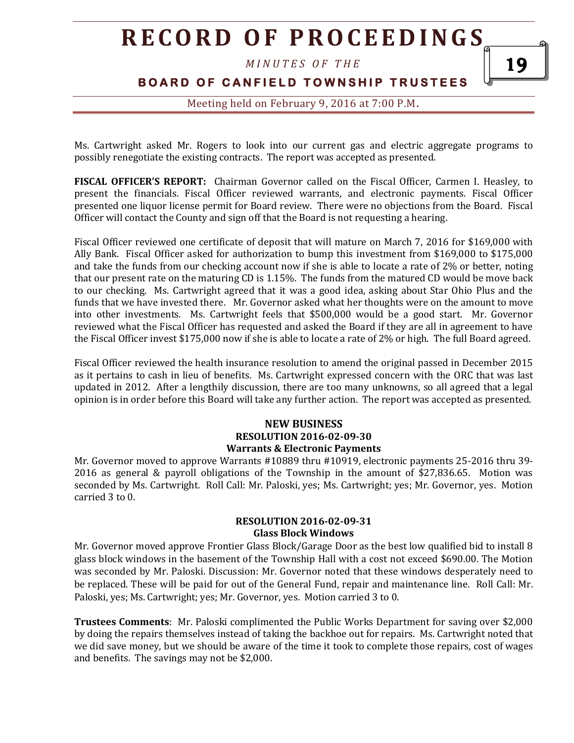Ms. Cartwright asked Mr. Rogers to look into our current gas and electric aggregate programs to possibly renegotiate the existing contracts. The report was accepted as presented.

**FISCAL OFFICER'S REPORT:** Chairman Governor called on the Fiscal Officer, Carmen I. Heasley, to present the financials. Fiscal Officer reviewed warrants, and electronic payments. Fiscal Officer presented one liquor license permit for Board review. There were no objections from the Board. Fiscal Officer will contact the County and sign off that the Board is not requesting a hearing.

Fiscal Officer reviewed one certificate of deposit that will mature on March 7, 2016 for $169,000 with Ally Bank. Fiscal Officer asked for authorization to bump this investment from $169,000 to $175,000 and take the funds from our checking account now if she is able to locate a rate of 2% or better, noting that our present rate on the maturing CD is 1.15%. The funds from the matured CD would be move back to our checking. Ms. Cartwright agreed that it was a good idea, asking about Star Ohio Plus and the funds that we have invested there. Mr. Governor asked what her thoughts were on the amount to move into other investments. Ms. Cartwright feels that $500,000 would be a good start. Mr. Governor reviewed what the Fiscal Officer has requested and asked the Board if they are all in agreement to have the Fiscal Officer invest $175,000 now if she is able to locate a rate of 2% or high. The full Board agreed.

Fiscal Officer reviewed the health insurance resolution to amend the original passed in December 2015 as it pertains to cash in lieu of benefits. Ms. Cartwright expressed concern with the ORC that was last updated in 2012. After a lengthily discussion, there are too many unknowns, so all agreed that a legal opinion is in order before this Board will take any further action. The report was accepted as presented.

## NEW BUSINESS

### RESOLUTION 2016-02-09-30

### Warrants & Electronic Payments

Mr. Governor moved to approve Warrants #10889 thru #10919, electronic payments 25-2016 thru 39-2016 as general & payroll obligations of the Township in the amount of $27,836.65. Motion was seconded by Ms. Cartwright. Roll Call: Mr. Paloski, yes; Ms. Cartwright; yes; Mr. Governor, yes. Motion carried 3 to 0.

### RESOLUTION 2016-02-09-31

### Glass Block Windows

Mr. Governor moved approve Frontier Glass Block/Garage Door as the best low qualified bid to install 8 glass block windows in the basement of the Township Hall with a cost not exceed $690.00. The Motion was seconded by Mr. Paloski. Discussion: Mr. Governor noted that these windows desperately need to be replaced. These will be paid for out of the General Fund, repair and maintenance line. Roll Call: Mr. Paloski, yes; Ms. Cartwright; yes; Mr. Governor, yes. Motion carried 3 to 0.

**Trustees Comments**: Mr. Paloski complimented the Public Works Department for saving over $2,000 by doing the repairs themselves instead of taking the backhoe out for repairs. Ms. Cartwright noted that we did save money, but we should be aware of the time it took to complete those repairs, cost of wages and benefits. The savings may not be $2,000.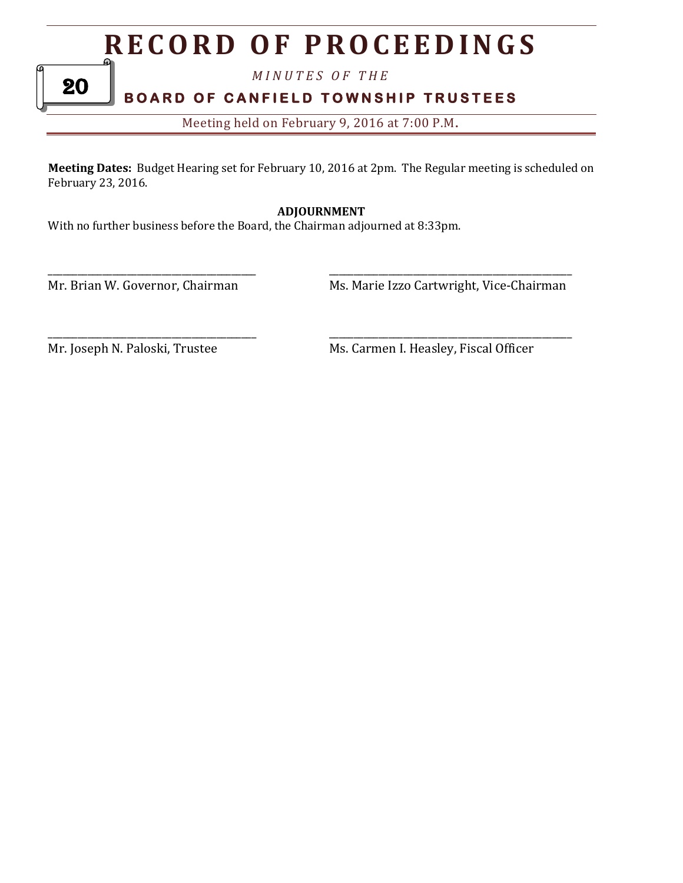**Meeting Dates:** Budget Hearing set for February 10, 2016 at 2pm. The Regular meeting is scheduled on February 23, 2016.

**ADJOURNMENT**

With no further business before the Board, the Chairman adjourned at 8:33pm.

| | |
|---|---|
| _______________________________________ | _______________________________________ |
| Mr. Brian W. Governor, Chairman | Ms. Marie Izzo Cartwright, Vice-Chairman |
| _______________________________________ | _______________________________________ |
| Mr. Joseph N. Paloski, Trustee | Ms. Carmen I. Heasley, Fiscal Officer |